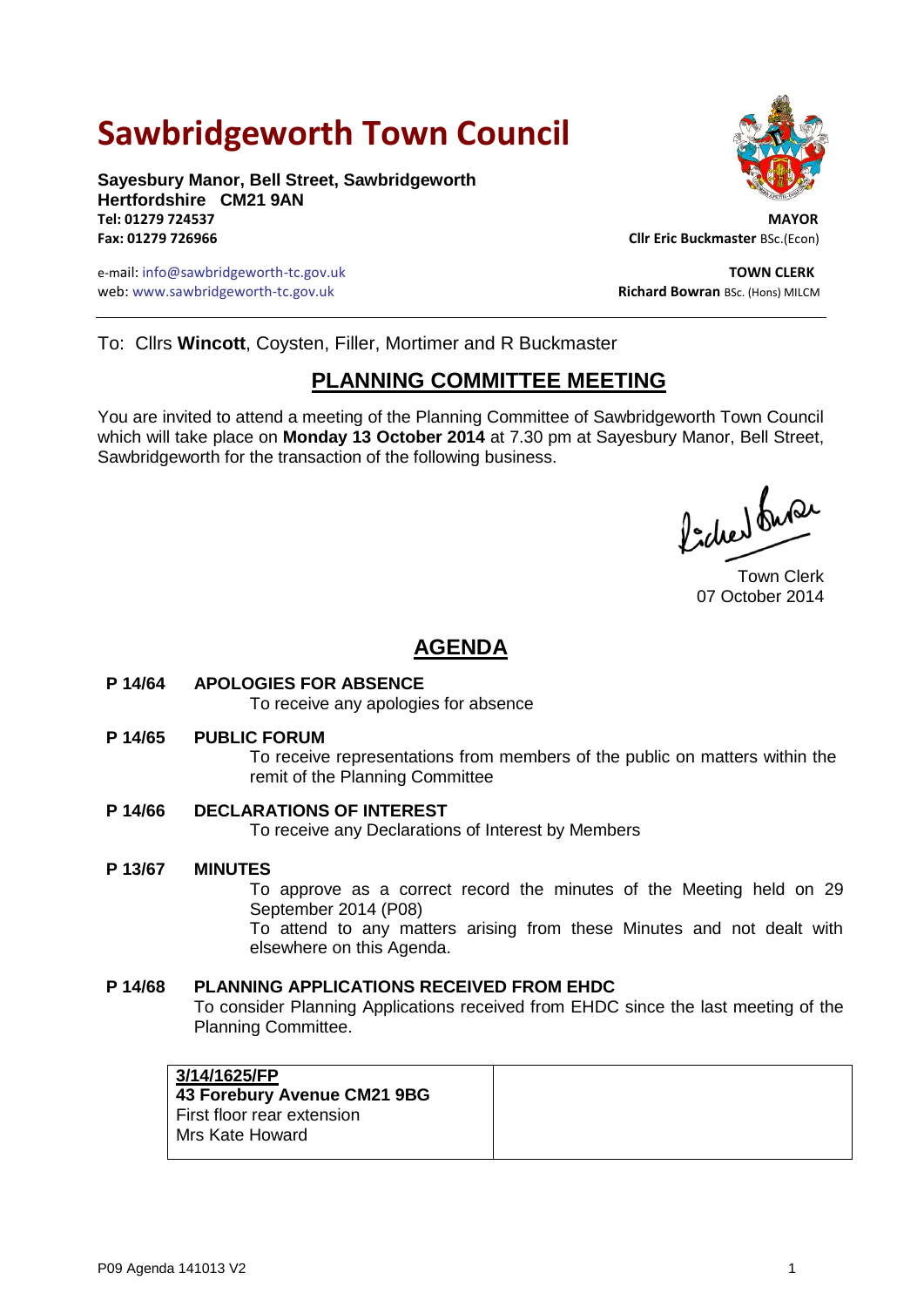# Sawbridgeworth Town Council

**Sayesbury Manor, Bell Street, Sawbridgeworth**
**Hertfordshire CM21 9AN**
**Tel: 01279 724537**
**Fax: 01279 726966**

e-mail: info@sawbridgeworth-tc.gov.uk
web: www.sawbridgeworth-tc.gov.uk

**MAYOR**
**Cllr Eric Buckmaster** BSc.(Econ)

**TOWN CLERK**
**Richard Bowran** BSc. (Hons) MILCM

To: Cllrs **Wincott**, Coysten, Filler, Mortimer and R Buckmaster

## PLANNING COMMITTEE MEETING

You are invited to attend a meeting of the Planning Committee of Sawbridgeworth Town Council which will take place on **Monday 13 October 2014** at 7.30 pm at Sayesbury Manor, Bell Street, Sawbridgeworth for the transaction of the following business.

Town Clerk
07 October 2014

## AGENDA

**P 14/64 APOLOGIES FOR ABSENCE**
To receive any apologies for absence

**P 14/65 PUBLIC FORUM**
To receive representations from members of the public on matters within the remit of the Planning Committee

**P 14/66 DECLARATIONS OF INTEREST**
To receive any Declarations of Interest by Members

**P 13/67 MINUTES**
To approve as a correct record the minutes of the Meeting held on 29 September 2014 (P08)
To attend to any matters arising from these Minutes and not dealt with elsewhere on this Agenda.

**P 14/68 PLANNING APPLICATIONS RECEIVED FROM EHDC**
To consider Planning Applications received from EHDC since the last meeting of the Planning Committee.

| | |
|---|---|
| **3/14/1625/FP**<br>**43 Forebury Avenue CM21 9BG**<br>First floor rear extension<br>Mrs Kate Howard | |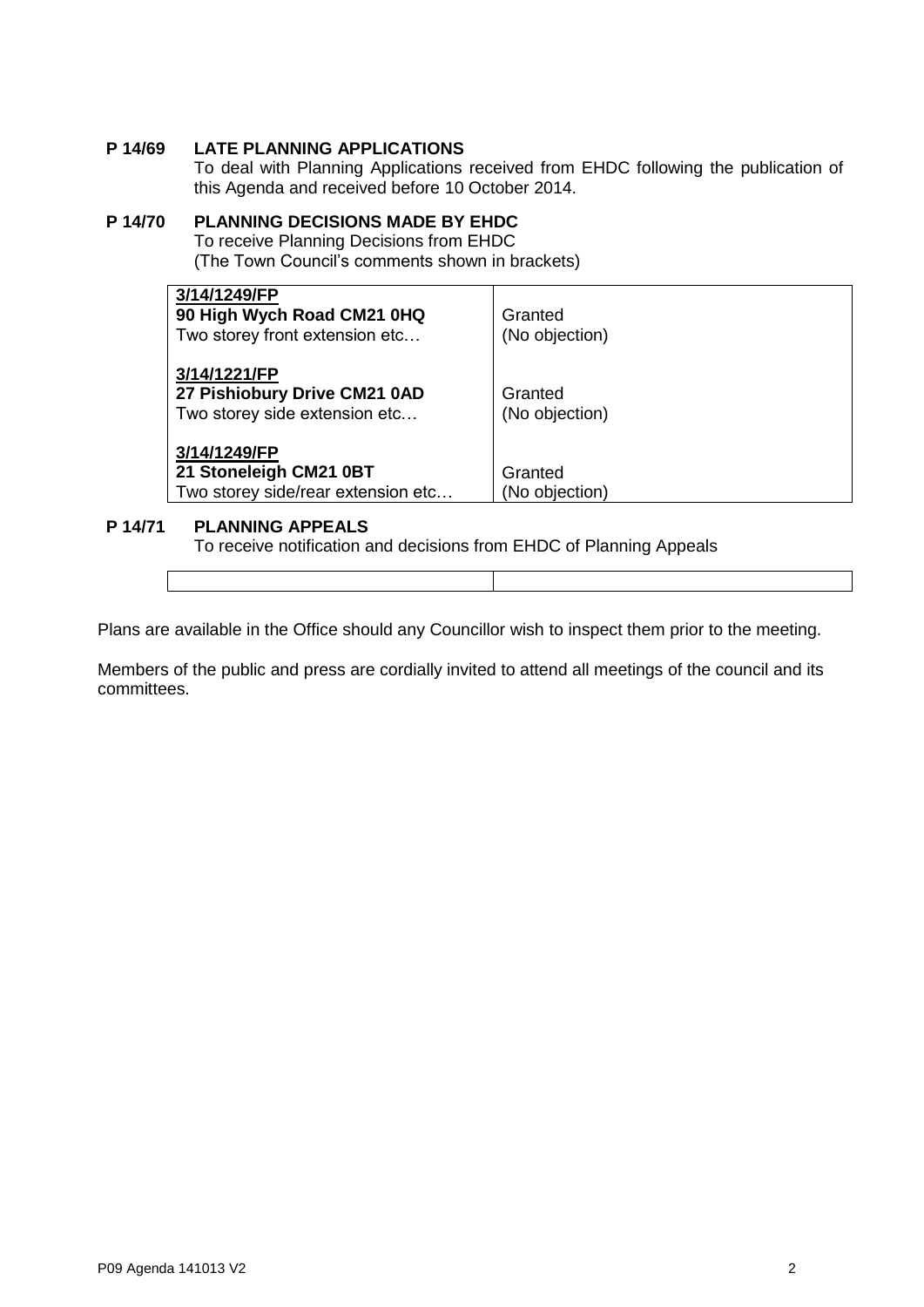**P 14/69 LATE PLANNING APPLICATIONS**

To deal with Planning Applications received from EHDC following the publication of this Agenda and received before 10 October 2014.

**P 14/70 PLANNING DECISIONS MADE BY EHDC**

To receive Planning Decisions from EHDC
(The Town Council's comments shown in brackets)

| | |
|---|---|
| **3/14/1249/FP**<br>**90 High Wych Road CM21 0HQ**<br>Two storey front extension etc… | Granted<br>(No objection) |
| **3/14/1221/FP**<br>**27 Pishiobury Drive CM21 0AD**<br>Two storey side extension etc… | Granted<br>(No objection) |
| **3/14/1249/FP**<br>**21 Stoneleigh CM21 0BT**<br>Two storey side/rear extension etc… | Granted<br>(No objection) |

**P 14/71 PLANNING APPEALS**

To receive notification and decisions from EHDC of Planning Appeals

| | |
|---|---|
| | |

Plans are available in the Office should any Councillor wish to inspect them prior to the meeting.

Members of the public and press are cordially invited to attend all meetings of the council and its committees.